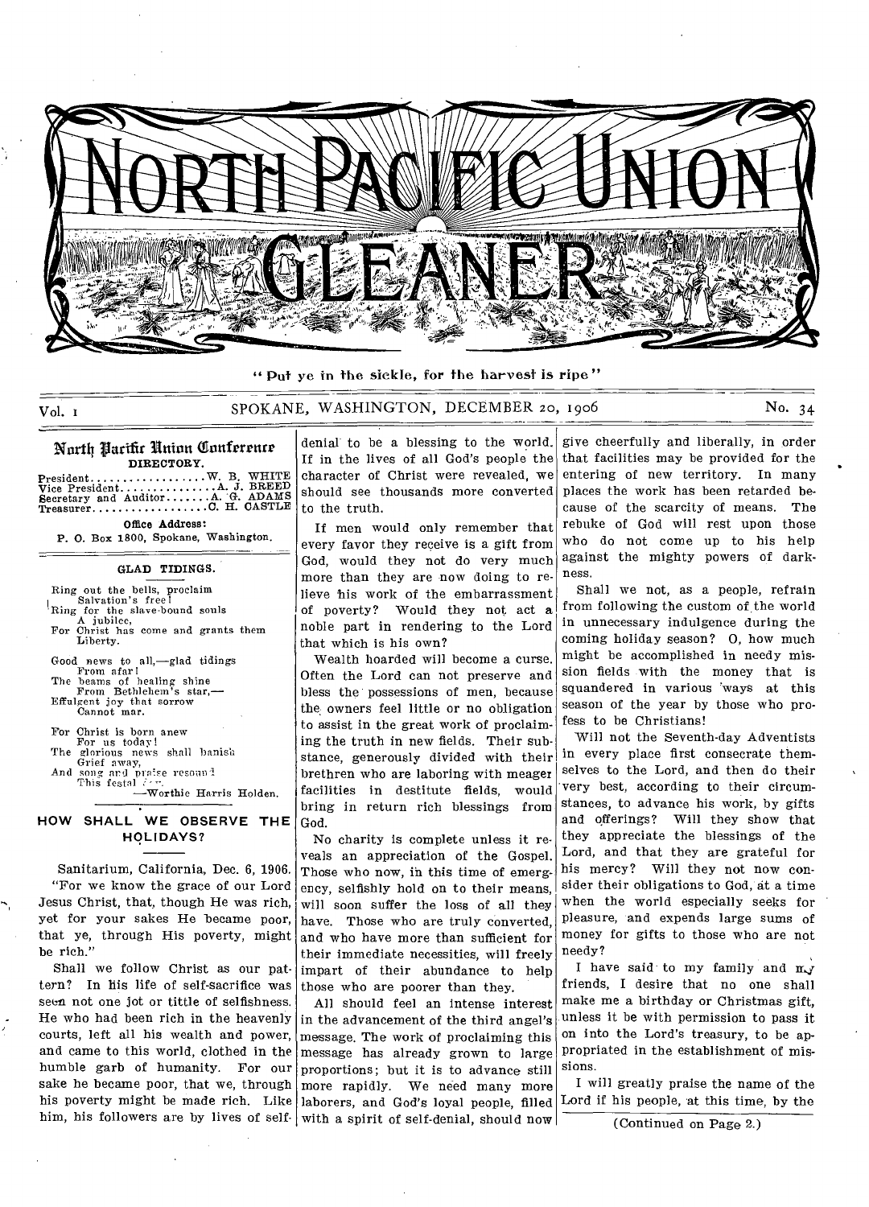# North Pacific Union Gleaner

"Put ye in the sickle, for the harvest is ripe"

Vol. 1 SPOKANE, WASHINGTON, DECEMBER 20, 1906 No. 34

## North Pacific Union Conference

DIRECTORY.

President.................W. B. WHITE
Vice President..............A. J. BREED
Secretary and Auditor.......A. G. ADAMS
Treasurer..................C. H. CASTLE

Office Address:
P. O. Box 1800, Spokane, Washington.

### GLAD TIDINGS.

Ring out the bells, proclaim
Salvation's free!
Ring for the slave-bound souls
A jubilee,
For Christ has come and grants them
Liberty.

Good news to all,—glad tidings
From afar!
The beams of healing shine
From Bethlehem's star,—
Effulgent joy that sorrow
Cannot mar.

For Christ is born anew
For us today!
The glorious news shall banish
Grief away,
And song and praise resound
This festal day.

—Worthie Harris Holden.

### HOW SHALL WE OBSERVE THE HOLIDAYS?

Sanitarium, California, Dec. 6, 1906.

"For we know the grace of our Lord Jesus Christ, that, though He was rich, yet for your sakes He became poor, that ye, through His poverty, might be rich."

Shall we follow Christ as our pattern? In his life of self-sacrifice was seen not one jot or tittle of selfishness. He who had been rich in the heavenly courts, left all his wealth and power, and came to this world, clothed in the humble garb of humanity. For our sake he became poor, that we, through his poverty might be made rich. Like him, his followers are by lives of self-denial to be a blessing to the world. If in the lives of all God's people the character of Christ were revealed, we should see thousands more converted to the truth.

If men would only remember that every favor they receive is a gift from God, would they not do very much more than they are now doing to relieve his work of the embarrassment of poverty? Would they not act a noble part in rendering to the Lord that which is his own?

Wealth hoarded will become a curse. Often the Lord can not preserve and bless the possessions of men, because the owners feel little or no obligation to assist in the great work of proclaiming the truth in new fields. Their substance, generously divided with their brethren who are laboring with meager facilities in destitute fields, would bring in return rich blessings from God.

No charity is complete unless it reveals an appreciation of the Gospel. Those who now, in this time of emergency, selfishly hold on to their means, will soon suffer the loss of all they have. Those who are truly converted, and who have more than sufficient for their immediate necessities, will freely impart of their abundance to help those who are poorer than they.

All should feel an intense interest in the advancement of the third angel's message. The work of proclaiming this message has already grown to large proportions; but it is to advance still more rapidly. We need many more laborers, and God's loyal people, filled with a spirit of self-denial, should now give cheerfully and liberally, in order that facilities may be provided for the entering of new territory. In many places the work has been retarded because of the scarcity of means. The rebuke of God will rest upon those who do not come up to his help against the mighty powers of darkness.

Shall we not, as a people, refrain from following the custom of the world in unnecessary indulgence during the coming holiday season? O, how much might be accomplished in needy mission fields with the money that is squandered in various ways at this season of the year by those who profess to be Christians!

Will not the Seventh-day Adventists in every place first consecrate themselves to the Lord, and then do their very best, according to their circumstances, to advance his work, by gifts and offerings? Will they show that they appreciate the blessings of the Lord, and that they are grateful for his mercy? Will they not now consider their obligations to God, at a time when the world especially seeks for pleasure, and expends large sums of money for gifts to those who are not needy?

I have said to my family and my friends, I desire that no one shall make me a birthday or Christmas gift, unless it be with permission to pass it on into the Lord's treasury, to be appropriated in the establishment of missions.

I will greatly praise the name of the Lord if his people, at this time, by the

(Continued on Page 2.)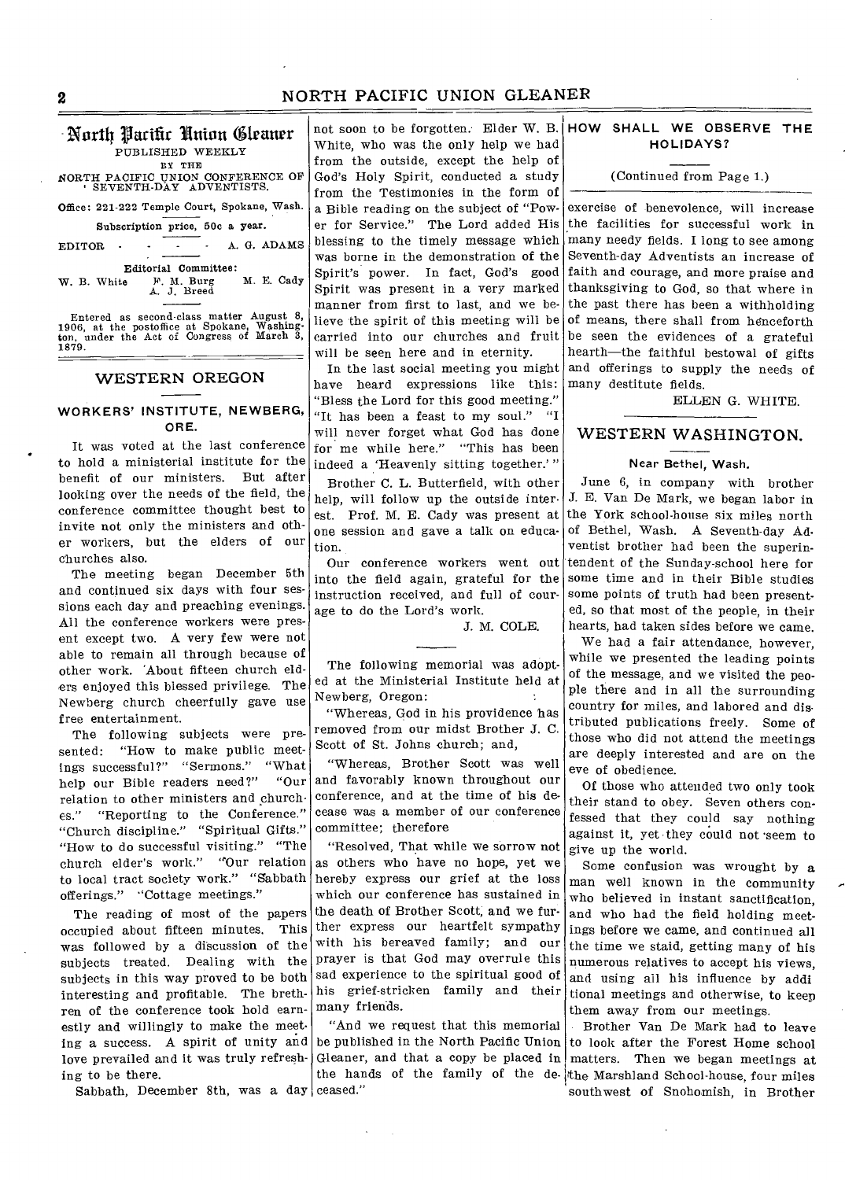# North Pacific Union Gleaner

PUBLISHED WEEKLY

BY THE

NORTH PACIFIC UNION CONFERENCE OF SEVENTH-DAY ADVENTISTS.

Office: 221-222 Temple Court, Spokane, Wash.

Subscription price, 50c a year.

EDITOR - - - - A. G. ADAMS

Editorial Committee:

W. B. White F. M. Burg M. E. Cady

A. J. Breed

Entered as second-class matter August 8, 1906, at the postoffice at Spokane, Washington, under the Act of Congress of March 3, 1879.

## WESTERN OREGON

### WORKERS' INSTITUTE, NEWBERG, ORE.

It was voted at the last conference to hold a ministerial institute for the benefit of our ministers. But after looking over the needs of the field, the conference committee thought best to invite not only the ministers and other workers, but the elders of our churches also.

The meeting began December 5th and continued six days with four sessions each day and preaching evenings. All the conference workers were present except two. A very few were not able to remain all through because of other work. About fifteen church elders enjoyed this blessed privilege. The Newberg church cheerfully gave use free entertainment.

The following subjects were presented: "How to make public meetings successful?" "Sermons." "What help our Bible readers need?" "Our relation to other ministers and churches." "Reporting to the Conference." "Church discipline." "Spiritual Gifts." "How to do successful visiting." "The church elder's work." "Our relation to local tract society work." "Sabbath offerings." "Cottage meetings."

The reading of most of the papers occupied about fifteen minutes. This was followed by a discussion of the subjects treated. Dealing with the subjects in this way proved to be both interesting and profitable. The brethren of the conference took hold earnestly and willingly to make the meeting a success. A spirit of unity and love prevailed and it was truly refreshing to be there.

Sabbath, December 8th, was a day not soon to be forgotten. Elder W. B. White, who was the only help we had from the outside, except the help of God's Holy Spirit, conducted a study from the Testimonies in the form of a Bible reading on the subject of "Power for Service." The Lord added His blessing to the timely message which was borne in the demonstration of the Spirit's power. In fact, God's good Spirit was present in a very marked manner from first to last, and we believe the spirit of this meeting will be carried into our churches and fruit will be seen here and in eternity.

In the last social meeting you might have heard expressions like this: "Bless the Lord for this good meeting." "It has been a feast to my soul." "I will never forget what God has done for me while here." "This has been indeed a 'Heavenly sitting together.'"

Brother C. L. Butterfield, with other help, will follow up the outside interest. Prof. M. E. Cady was present at one session and gave a talk on education.

Our conference workers went out into the field again, grateful for the instruction received, and full of courage to do the Lord's work.

J. M. COLE.

---

The following memorial was adopted at the Ministerial Institute held at Newberg, Oregon:

"Whereas, God in his providence has removed from our midst Brother J. C. Scott of St. Johns church; and,

"Whereas, Brother Scott was well and favorably known throughout our conference, and at the time of his decease was a member of our conference committee; therefore

"Resolved, That while we sorrow not as others who have no hope, yet we hereby express our grief at the loss which our conference has sustained in the death of Brother Scott, and we further express our heartfelt sympathy with his bereaved family; and our prayer is that God may overrule this sad experience to the spiritual good of his grief-stricken family and their many friends.

"And we request that this memorial be published in the North Pacific Union Gleaner, and that a copy be placed in the hands of the family of the deceased."

### HOW SHALL WE OBSERVE THE HOLIDAYS?

(Continued from Page 1.)

exercise of benevolence, will increase the facilities for successful work in many needy fields. I long to see among Seventh-day Adventists an increase of faith and courage, and more praise and thanksgiving to God, so that where in the past there has been a withholding of means, there shall from henceforth be seen the evidences of a grateful hearth—the faithful bestowal of gifts and offerings to supply the needs of many destitute fields.

ELLEN G. WHITE.

## WESTERN WASHINGTON.

### Near Bethel, Wash.

June 6, in company with brother J. E. Van De Mark, we began labor in the York school-house six miles north of Bethel, Wash. A Seventh-day Adventist brother had been the superintendent of the Sunday-school here for some time and in their Bible studies some points of truth had been presented, so that most of the people, in their hearts, had taken sides before we came.

We had a fair attendance, however, while we presented the leading points of the message, and we visited the people there and in all the surrounding country for miles, and labored and distributed publications freely. Some of those who did not attend the meetings are deeply interested and are on the eve of obedience.

Of those who attended two only took their stand to obey. Seven others confessed that they could say nothing against it, yet they could not seem to give up the world.

Some confusion was wrought by a man well known in the community who believed in instant sanctification, and who had the field holding meetings before we came, and continued all the time we staid, getting many of his numerous relatives to accept his views, and using all his influence by additional meetings and otherwise, to keep them away from our meetings.

Brother Van De Mark had to leave to look after the Forest Home school matters. Then we began meetings at the Marshland School-house, four miles southwest of Snohomish, in Brother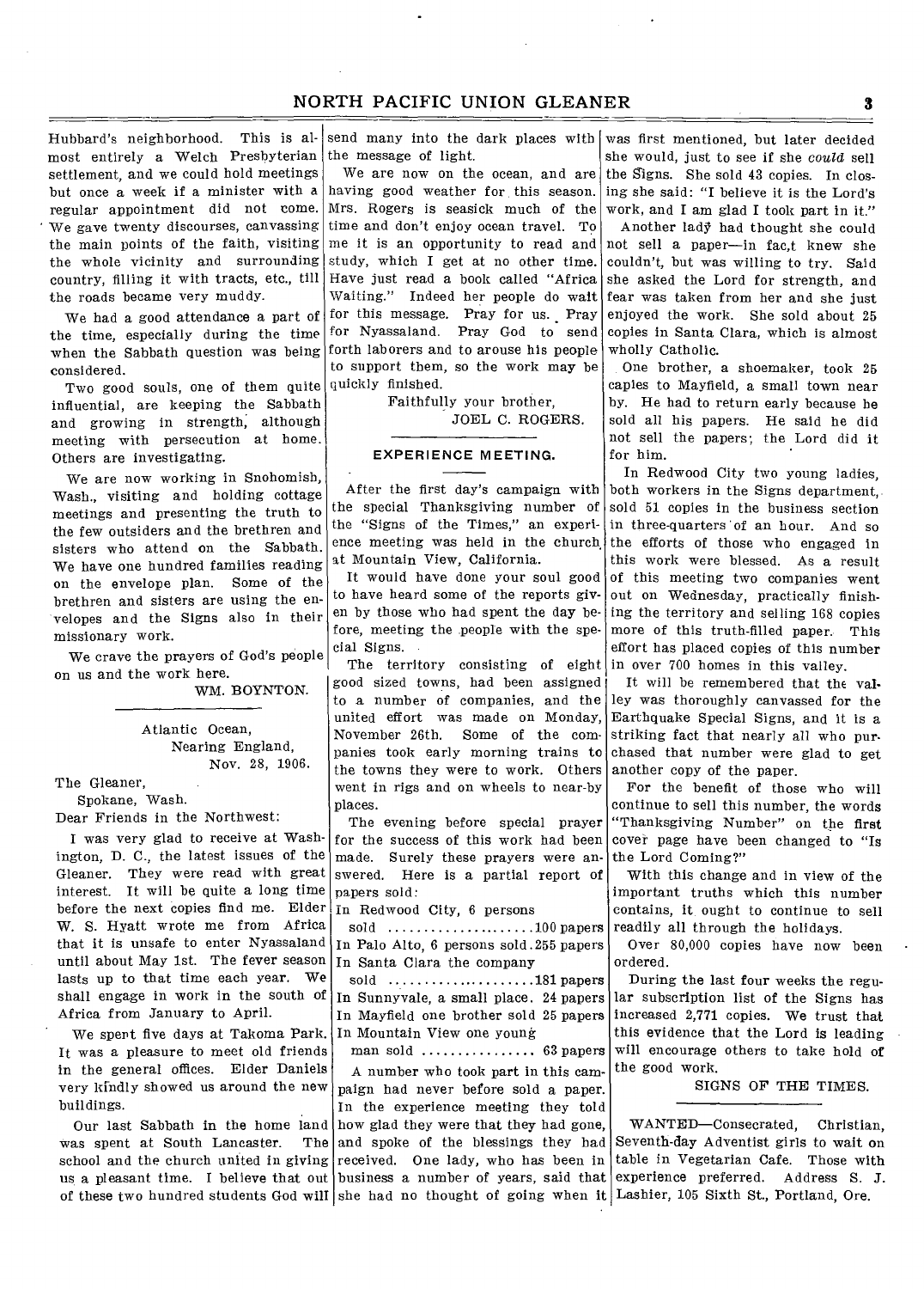Hubbard's neighborhood. This is almost entirely a Welch Presbyterian settlement, and we could hold meetings but once a week if a minister with a regular appointment did not come. We gave twenty discourses, canvassing the main points of the faith, visiting the whole vicinity and surrounding country, filling it with tracts, etc., till the roads became very muddy.

We had a good attendance a part of the time, especially during the time when the Sabbath question was being considered.

Two good souls, one of them quite influential, are keeping the Sabbath and growing in strength, although meeting with persecution at home. Others are investigating.

We are now working in Snohomish, Wash., visiting and holding cottage meetings and presenting the truth to the few outsiders and the brethren and sisters who attend on the Sabbath. We have one hundred families reading on the envelope plan. Some of the brethren and sisters are using the envelopes and the Signs also in their missionary work.

We crave the prayers of God's people on us and the work here.

WM. BOYNTON.

---

Atlantic Ocean,
Nearing England,
Nov. 28, 1906.

The Gleaner,
Spokane, Wash.

Dear Friends in the Northwest:

I was very glad to receive at Washington, D. C., the latest issues of the Gleaner. They were read with great interest. It will be quite a long time before the next copies find me. Elder W. S. Hyatt wrote me from Africa that it is unsafe to enter Nyassaland until about May 1st. The fever season lasts up to that time each year. We shall engage in work in the south of Africa from January to April.

We spent five days at Takoma Park. It was a pleasure to meet old friends in the general offices. Elder Daniels very kindly showed us around the new buildings.

Our last Sabbath in the home land was spent at South Lancaster. The school and the church united in giving us a pleasant time. I believe that out of these two hundred students God will send many into the dark places with the message of light.

We are now on the ocean, and are having good weather for this season. Mrs. Rogers is seasick much of the time and don't enjoy ocean travel. To me it is an opportunity to read and study, which I get at no other time. Have just read a book called "Africa Waiting." Indeed her people do wait for this message. Pray for us. Pray for Nyassaland. Pray God to send forth laborers and to arouse his people to support them, so the work may be quickly finished.

Faithfully your brother,
JOEL C. ROGERS.

## EXPERIENCE MEETING.

After the first day's campaign with the special Thanksgiving number of the "Signs of the Times," an experience meeting was held in the church at Mountain View, California.

It would have done your soul good to have heard some of the reports given by those who had spent the day before, meeting the people with the special Signs.

The territory consisting of eight good sized towns, had been assigned to a number of companies, and the united effort was made on Monday, November 26th. Some of the companies took early morning trains to the towns they were to work. Others went in rigs and on wheels to near-by places.

The evening before special prayer for the success of this work had been made. Surely these prayers were answered. Here is a partial report of papers sold:

In Redwood City, 6 persons sold ....................100 papers
In Palo Alto, 6 persons sold 255 papers
In Santa Clara the company sold ....................181 papers
In Sunnyvale, a small place. 24 papers
In Mayfield one brother sold 25 papers
In Mountain View one young man sold ................ 63 papers

A number who took part in this campaign had never before sold a paper. In the experience meeting they told how glad they were that they had gone, and spoke of the blessings they had received. One lady, who has been in business a number of years, said that she had no thought of going when it was first mentioned, but later decided she would, just to see if she *could* sell the Signs. She sold 43 copies. In closing she said: "I believe it is the Lord's work, and I am glad I took part in it."

Another lady had thought she could not sell a paper—in fac,t knew she couldn't, but was willing to try. Said she asked the Lord for strength, and fear was taken from her and she just enjoyed the work. She sold about 25 copies in Santa Clara, which is almost wholly Catholic.

One brother, a shoemaker, took 25 caples to Mayfield, a small town near by. He had to return early because he sold all his papers. He said he did not sell the papers; the Lord did it for him.

In Redwood City two young ladies, both workers in the Signs department, sold 51 copies in the business section in three-quarters of an hour. And so the efforts of those who engaged in this work were blessed. As a result of this meeting two companies went out on Wednesday, practically finishing the territory and selling 168 copies more of this truth-filled paper. This effort has placed copies of this number in over 700 homes in this valley.

It will be remembered that the valley was thoroughly canvassed for the Earthquake Special Signs, and it is a striking fact that nearly all who purchased that number were glad to get another copy of the paper.

For the benefit of those who will continue to sell this number, the words "Thanksgiving Number" on the first cover page have been changed to "Is the Lord Coming?"

With this change and in view of the important truths which this number contains, it ought to continue to sell readily all through the holidays.

Over 80,000 copies have now been ordered.

During the last four weeks the regular subscription list of the Signs has increased 2,771 copies. We trust that this evidence that the Lord is leading will encourage others to take hold of the good work.

SIGNS OF THE TIMES.

---

WANTED—Consecrated, Christian, Seventh-day Adventist girls to wait on table in Vegetarian Cafe. Those with experience preferred. Address S. J. Lashier, 105 Sixth St., Portland, Ore.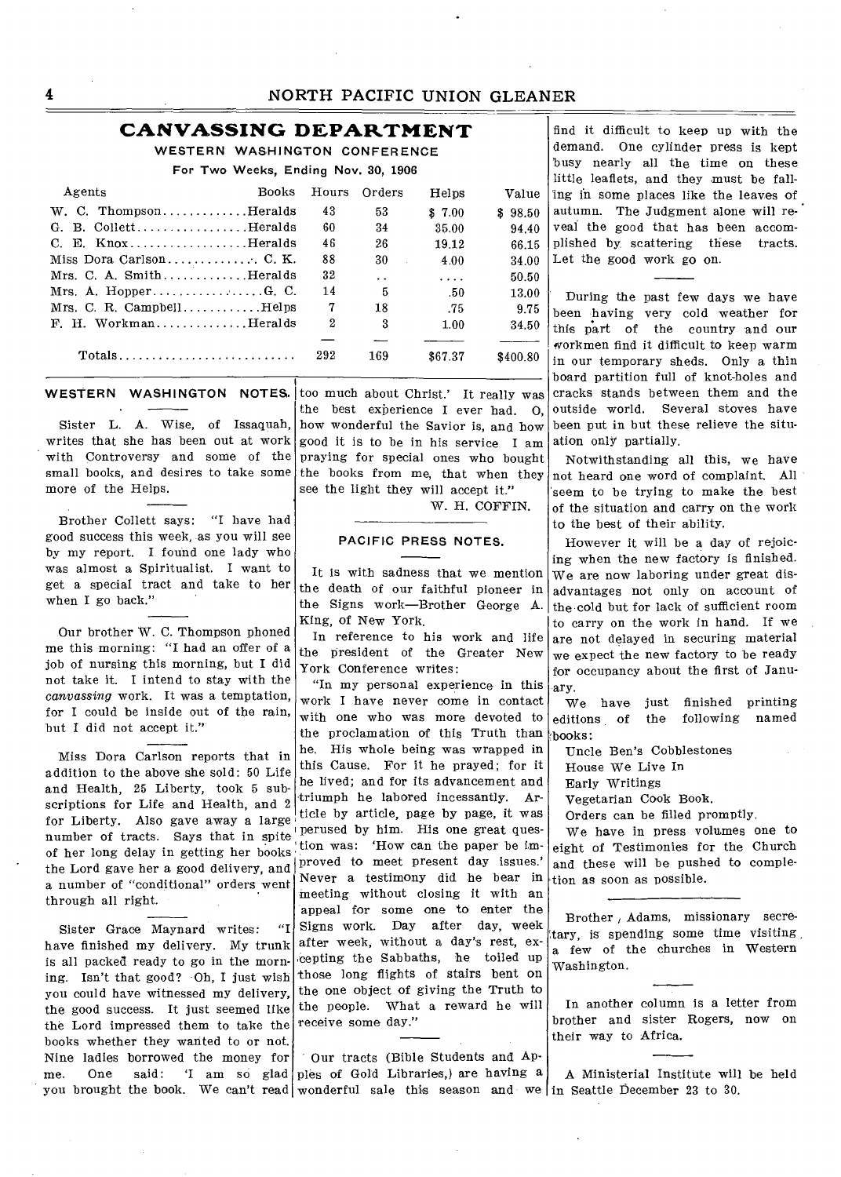## CANVASSING DEPARTMENT

### WESTERN WASHINGTON CONFERENCE

**For Two Weeks, Ending Nov. 30, 1906**

| Agents | Books | Hours | Orders | Helps | Value |
|---|---|---|---|---|---|
| W. C. Thompson | Heralds | 43 | 53 | $ 7.00 | $ 98.50 |
| G. B. Collett | Heralds | 60 | 34 | 35.00 | 94.40 |
| C. E. Knox | Heralds | 46 | 26 | 19.12 | 66.15 |
| Miss Dora Carlson | C. K. | 88 | 30 | 4.00 | 34.00 |
| Mrs. C. A. Smith | Heralds | 32 | .. | .... | 50.50 |
| Mrs. A. Hopper | G. C. | 14 | 5 | .50 | 13.00 |
| Mrs. C. R. Campbell | Helps | 7 | 18 | .75 | 9.75 |
| F. H. Workman | Heralds | 2 | 3 | 1.00 | 34.50 |
| Totals | | 292 | 169 | $67.37 | $400.80 |

### WESTERN WASHINGTON NOTES.

Sister L. A. Wise, of Issaquah, writes that she has been out at work with Controversy and some of the small books, and desires to take some more of the Helps.

Brother Collett says: "I have had good success this week, as you will see by my report. I found one lady who was almost a Spiritualist. I want to get a special tract and take to her when I go back."

Our brother W. C. Thompson phoned me this morning: "I had an offer of a job of nursing this morning, but I did not take it. I intend to stay with the *canvassing* work. It was a temptation, for I could be inside out of the rain, but I did not accept it."

Miss Dora Carlson reports that in addition to the above she sold: 50 Life and Health, 25 Liberty, took 5 subscriptions for Life and Health, and 2 for Liberty. Also gave away a large number of tracts. Says that in spite of her long delay in getting her books the Lord gave her a good delivery, and a number of "conditional" orders went through all right.

Sister Grace Maynard writes: "I have finished my delivery. My trunk is all packed ready to go in the morning. Isn't that good? Oh, I just wish you could have witnessed my delivery, the good success. It just seemed like the Lord impressed them to take the books whether they wanted to or not. Nine ladies borrowed the money for me. One said: 'I am so glad you brought the book. We can't read too much about Christ.' It really was the best experience I ever had. O, how wonderful the Savior is, and how good it is to be in his service I am praying for special ones who bought the books from me, that when they see the light they will accept it."

W. H. COFFIN.

### PACIFIC PRESS NOTES.

It is with sadness that we mention the death of our faithful pioneer in the Signs work—Brother George A. King, of New York.

In reference to his work and life the president of the Greater New York Conference writes:

"In my personal experience in this work I have never come in contact with one who was more devoted to the proclamation of this Truth than he. His whole being was wrapped in this Cause. For it he prayed; for it he lived; and for its advancement and triumph he labored incessantly. Article by article, page by page, it was perused by him. His one great question was: 'How can the paper be improved to meet present day issues.' Never a testimony did he bear in meeting without closing it with an appeal for some one to enter the Signs work. Day after day, week after week, without a day's rest, excepting the Sabbaths, he toiled up those long flights of stairs bent on the one object of giving the Truth to the people. What a reward he will receive some day."

Our tracts (Bible Students and Apples of Gold Libraries,) are having a wonderful sale this season and we find it difficult to keep up with the demand. One cylinder press is kept busy nearly all the time on these little leaflets, and they must be falling in some places like the leaves of autumn. The Judgment alone will reveal the good that has been accomplished by scattering these tracts. Let the good work go on.

During the past few days we have been having very cold weather for this part of the country and our workmen find it difficult to keep warm in our temporary sheds. Only a thin board partition full of knot-holes and cracks stands between them and the outside world. Several stoves have been put in but these relieve the situation only partially.

Notwithstanding all this, we have not heard one word of complaint. All seem to be trying to make the best of the situation and carry on the work to the best of their ability.

However it will be a day of rejoicing when the new factory is finished. We are now laboring under great disadvantages not only on account of the cold but for lack of sufficient room to carry on the work in hand. If we are not delayed in securing material we expect the new factory to be ready for occupancy about the first of January.

We have just finished printing editions of the following named books:

Uncle Ben's Cobblestones
House We Live In
Early Writings
Vegetarian Cook Book.

Orders can be filled promptly.

We have in press volumes one to eight of Testimonies for the Church and these will be pushed to completion as soon as possible.

---

Brother Adams, missionary secretary, is spending some time visiting a few of the churches in Western Washington.

In another column is a letter from brother and sister Rogers, now on their way to Africa.

A Ministerial Institute will be held in Seattle December 23 to 30.